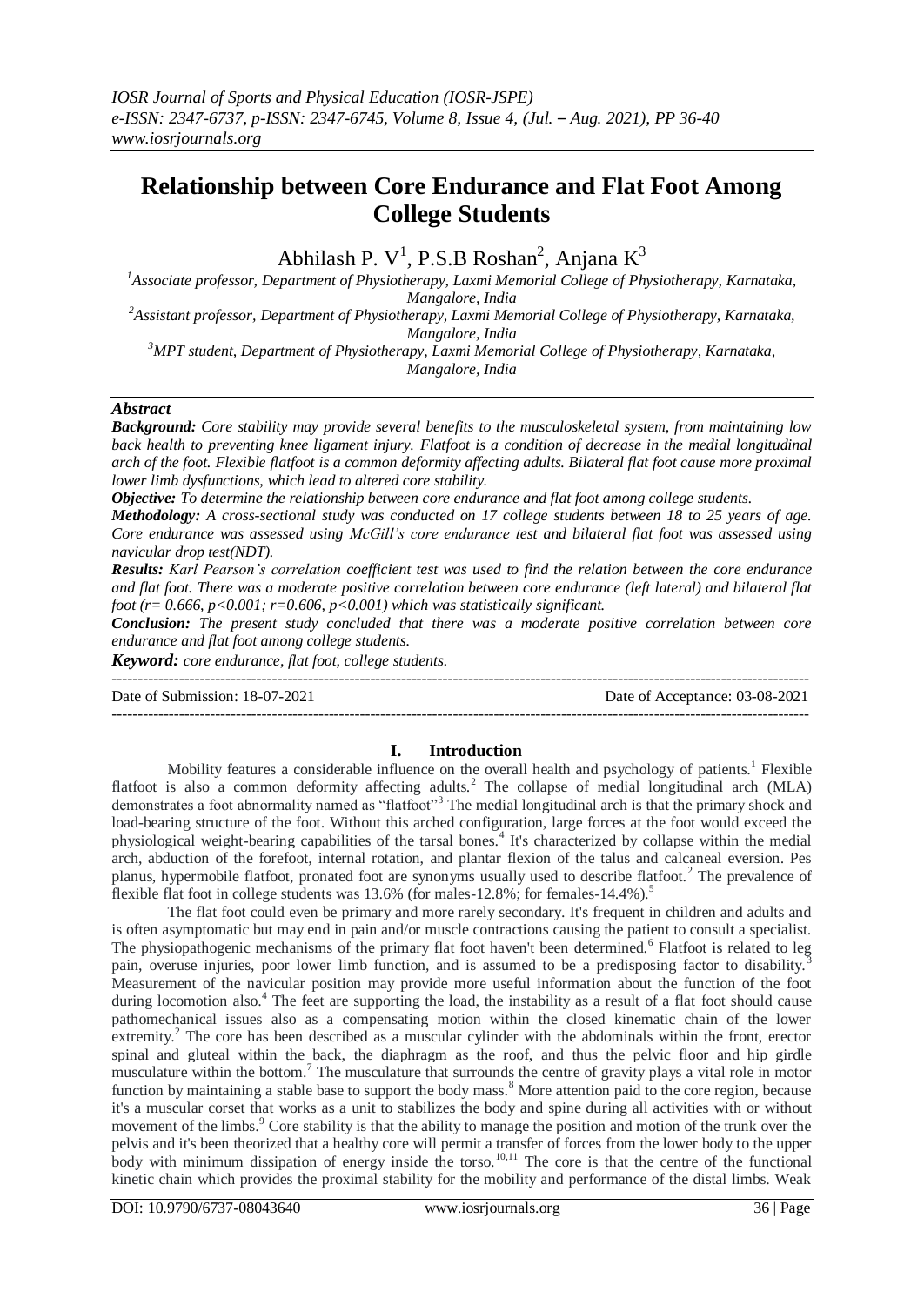# Relationship between Core Endurance and Flat Foot Among College Students

Abhilash P. V[1], P.S.B Roshan[2], Anjana K[3]

[1]*Associate professor, Department of Physiotherapy, Laxmi Memorial College of Physiotherapy, Karnataka, Mangalore, India*
[2]*Assistant professor, Department of Physiotherapy, Laxmi Memorial College of Physiotherapy, Karnataka, Mangalore, India*
[3]*MPT student, Department of Physiotherapy, Laxmi Memorial College of Physiotherapy, Karnataka, Mangalore, India*

## *Abstract*

***Background:*** *Core stability may provide several benefits to the musculoskeletal system, from maintaining low back health to preventing knee ligament injury. Flatfoot is a condition of decrease in the medial longitudinal arch of the foot. Flexible flatfoot is a common deformity affecting adults. Bilateral flat foot cause more proximal lower limb dysfunctions, which lead to altered core stability.*

***Objective:*** *To determine the relationship between core endurance and flat foot among college students.*

***Methodology:*** *A cross-sectional study was conducted on 17 college students between 18 to 25 years of age. Core endurance was assessed using McGill's core endurance test and bilateral flat foot was assessed using navicular drop test(NDT).*

***Results:*** *Karl Pearson's correlation coefficient test was used to find the relation between the core endurance and flat foot. There was a moderate positive correlation between core endurance (left lateral) and bilateral flat foot ($r= 0.666, p<0.001; r=0.606, p<0.001$) which was statistically significant.*

***Conclusion:*** *The present study concluded that there was a moderate positive correlation between core endurance and flat foot among college students.*

***Keyword:*** *core endurance, flat foot, college students.*

Date of Submission: 18-07-2021 Date of Acceptance: 03-08-2021

## I. Introduction

Mobility features a considerable influence on the overall health and psychology of patients.[1] Flexible flatfoot is also a common deformity affecting adults.[2] The collapse of medial longitudinal arch (MLA) demonstrates a foot abnormality named as "flatfoot"[3] The medial longitudinal arch is that the primary shock and load-bearing structure of the foot. Without this arched configuration, large forces at the foot would exceed the physiological weight-bearing capabilities of the tarsal bones.[4] It's characterized by collapse within the medial arch, abduction of the forefoot, internal rotation, and plantar flexion of the talus and calcaneal eversion. Pes planus, hypermobile flatfoot, pronated foot are synonyms usually used to describe flatfoot.[2] The prevalence of flexible flat foot in college students was 13.6% (for males-12.8%; for females-14.4%).[5]

The flat foot could even be primary and more rarely secondary. It's frequent in children and adults and is often asymptomatic but may end in pain and/or muscle contractions causing the patient to consult a specialist. The physiopathogenic mechanisms of the primary flat foot haven't been determined.[6] Flatfoot is related to leg pain, overuse injuries, poor lower limb function, and is assumed to be a predisposing factor to disability.[3] Measurement of the navicular position may provide more useful information about the function of the foot during locomotion also.[4] The feet are supporting the load, the instability as a result of a flat foot should cause pathomechanical issues also as a compensating motion within the closed kinematic chain of the lower extremity.[2] The core has been described as a muscular cylinder with the abdominals within the front, erector spinal and gluteal within the back, the diaphragm as the roof, and thus the pelvic floor and hip girdle musculature within the bottom.[7] The musculature that surrounds the centre of gravity plays a vital role in motor function by maintaining a stable base to support the body mass.[8] More attention paid to the core region, because it's a muscular corset that works as a unit to stabilizes the body and spine during all activities with or without movement of the limbs.[9] Core stability is that the ability to manage the position and motion of the trunk over the pelvis and it's been theorized that a healthy core will permit a transfer of forces from the lower body to the upper body with minimum dissipation of energy inside the torso.[10,11] The core is that the centre of the functional kinetic chain which provides the proximal stability for the mobility and performance of the distal limbs. Weak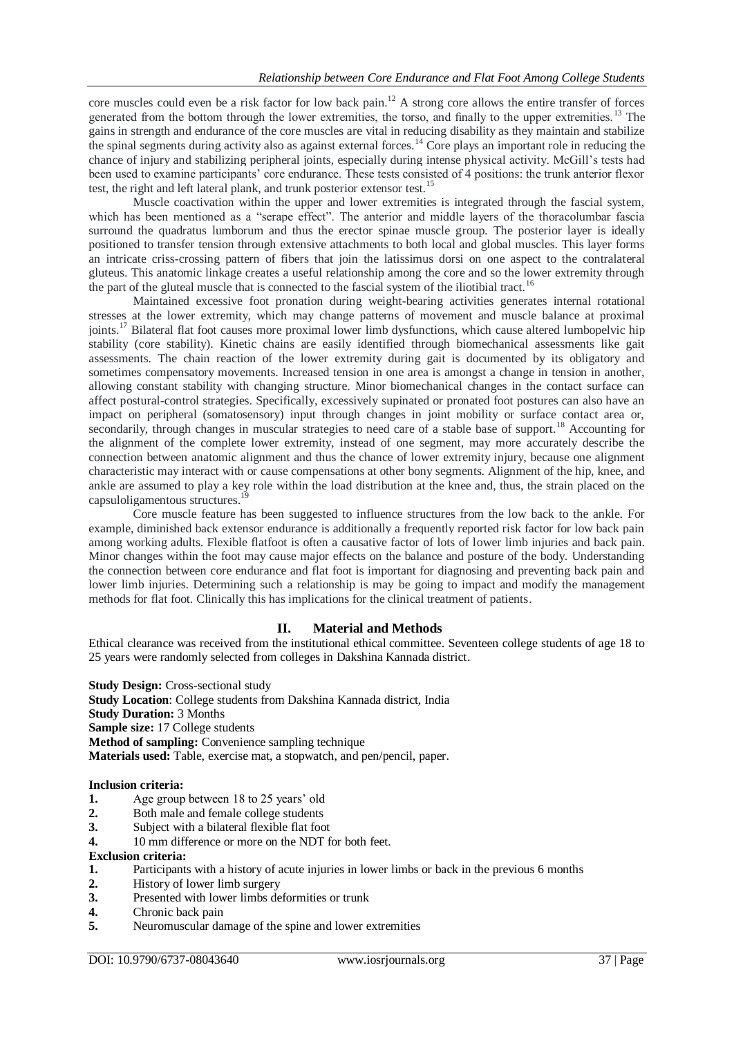core muscles could even be a risk factor for low back pain.[12] A strong core allows the entire transfer of forces generated from the bottom through the lower extremities, the torso, and finally to the upper extremities.[13] The gains in strength and endurance of the core muscles are vital in reducing disability as they maintain and stabilize the spinal segments during activity also as against external forces.[14] Core plays an important role in reducing the chance of injury and stabilizing peripheral joints, especially during intense physical activity. McGill's tests had been used to examine participants' core endurance. These tests consisted of 4 positions: the trunk anterior flexor test, the right and left lateral plank, and trunk posterior extensor test.[15]

Muscle coactivation within the upper and lower extremities is integrated through the fascial system, which has been mentioned as a "serape effect". The anterior and middle layers of the thoracolumbar fascia surround the quadratus lumborum and thus the erector spinae muscle group. The posterior layer is ideally positioned to transfer tension through extensive attachments to both local and global muscles. This layer forms an intricate criss-crossing pattern of fibers that join the latissimus dorsi on one aspect to the contralateral gluteus. This anatomic linkage creates a useful relationship among the core and so the lower extremity through the part of the gluteal muscle that is connected to the fascial system of the iliotibial tract.[16]

Maintained excessive foot pronation during weight-bearing activities generates internal rotational stresses at the lower extremity, which may change patterns of movement and muscle balance at proximal joints.[17] Bilateral flat foot causes more proximal lower limb dysfunctions, which cause altered lumbopelvic hip stability (core stability). Kinetic chains are easily identified through biomechanical assessments like gait assessments. The chain reaction of the lower extremity during gait is documented by its obligatory and sometimes compensatory movements. Increased tension in one area is amongst a change in tension in another, allowing constant stability with changing structure. Minor biomechanical changes in the contact surface can affect postural-control strategies. Specifically, excessively supinated or pronated foot postures can also have an impact on peripheral (somatosensory) input through changes in joint mobility or surface contact area or, secondarily, through changes in muscular strategies to need care of a stable base of support.[18] Accounting for the alignment of the complete lower extremity, instead of one segment, may more accurately describe the connection between anatomic alignment and thus the chance of lower extremity injury, because one alignment characteristic may interact with or cause compensations at other bony segments. Alignment of the hip, knee, and ankle are assumed to play a key role within the load distribution at the knee and, thus, the strain placed on the capsuloligamentous structures.[19]

Core muscle feature has been suggested to influence structures from the low back to the ankle. For example, diminished back extensor endurance is additionally a frequently reported risk factor for low back pain among working adults. Flexible flatfoot is often a causative factor of lots of lower limb injuries and back pain. Minor changes within the foot may cause major effects on the balance and posture of the body. Understanding the connection between core endurance and flat foot is important for diagnosing and preventing back pain and lower limb injuries. Determining such a relationship is may be going to impact and modify the management methods for flat foot. Clinically this has implications for the clinical treatment of patients.

## II. Material and Methods

Ethical clearance was received from the institutional ethical committee. Seventeen college students of age 18 to 25 years were randomly selected from colleges in Dakshina Kannada district.

**Study Design:** Cross-sectional study
**Study Location**: College students from Dakshina Kannada district, India
**Study Duration:** 3 Months
**Sample size:** 17 College students
**Method of sampling:** Convenience sampling technique
**Materials used:** Table, exercise mat, a stopwatch, and pen/pencil, paper.

**Inclusion criteria:**

1. Age group between 18 to 25 years' old
2. Both male and female college students
3. Subject with a bilateral flexible flat foot
4. 10 mm difference or more on the NDT for both feet.

**Exclusion criteria:**

1. Participants with a history of acute injuries in lower limbs or back in the previous 6 months
2. History of lower limb surgery
3. Presented with lower limbs deformities or trunk
4. Chronic back pain
5. Neuromuscular damage of the spine and lower extremities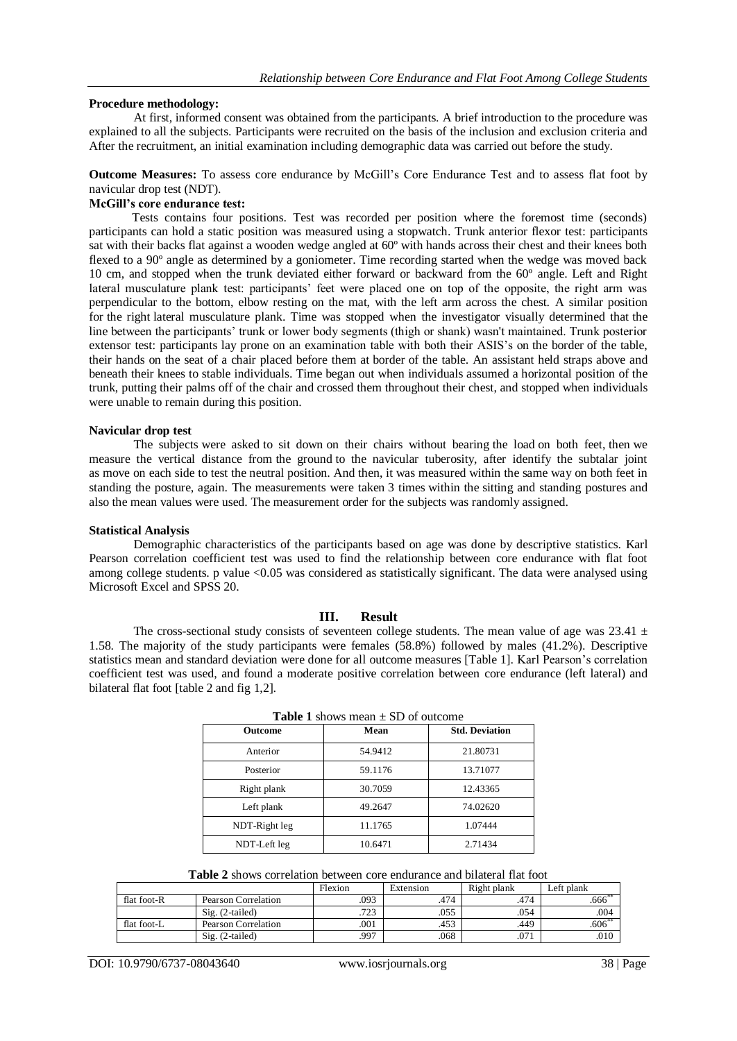**Procedure methodology:**

At first, informed consent was obtained from the participants. A brief introduction to the procedure was explained to all the subjects. Participants were recruited on the basis of the inclusion and exclusion criteria and After the recruitment, an initial examination including demographic data was carried out before the study.

**Outcome Measures:** To assess core endurance by McGill's Core Endurance Test and to assess flat foot by navicular drop test (NDT).

**McGill's core endurance test:**

Tests contains four positions. Test was recorded per position where the foremost time (seconds) participants can hold a static position was measured using a stopwatch. Trunk anterior flexor test: participants sat with their backs flat against a wooden wedge angled at 60º with hands across their chest and their knees both flexed to a 90º angle as determined by a goniometer. Time recording started when the wedge was moved back 10 cm, and stopped when the trunk deviated either forward or backward from the 60º angle. Left and Right lateral musculature plank test: participants' feet were placed one on top of the opposite, the right arm was perpendicular to the bottom, elbow resting on the mat, with the left arm across the chest. A similar position for the right lateral musculature plank. Time was stopped when the investigator visually determined that the line between the participants' trunk or lower body segments (thigh or shank) wasn't maintained. Trunk posterior extensor test: participants lay prone on an examination table with both their ASIS's on the border of the table, their hands on the seat of a chair placed before them at border of the table. An assistant held straps above and beneath their knees to stable individuals. Time began out when individuals assumed a horizontal position of the trunk, putting their palms off of the chair and crossed them throughout their chest, and stopped when individuals were unable to remain during this position.

**Navicular drop test**

The subjects were asked to sit down on their chairs without bearing the load on both feet, then we measure the vertical distance from the ground to the navicular tuberosity, after identify the subtalar joint as move on each side to test the neutral position. And then, it was measured within the same way on both feet in standing the posture, again. The measurements were taken 3 times within the sitting and standing postures and also the mean values were used. The measurement order for the subjects was randomly assigned.

**Statistical Analysis**

Demographic characteristics of the participants based on age was done by descriptive statistics. Karl Pearson correlation coefficient test was used to find the relationship between core endurance with flat foot among college students. p value <0.05 was considered as statistically significant. The data were analysed using Microsoft Excel and SPSS 20.

## III. Result

The cross-sectional study consists of seventeen college students. The mean value of age was $23.41 \pm 1.58$. The majority of the study participants were females (58.8%) followed by males (41.2%). Descriptive statistics mean and standard deviation were done for all outcome measures [Table 1]. Karl Pearson's correlation coefficient test was used, and found a moderate positive correlation between core endurance (left lateral) and bilateral flat foot [table 2 and fig 1,2].

**Table 1** shows mean ± SD of outcome

| Outcome | Mean | Std. Deviation |
|---|---|---|
| Anterior | 54.9412 | 21.80731 |
| Posterior | 59.1176 | 13.71077 |
| Right plank | 30.7059 | 12.43365 |
| Left plank | 49.2647 | 74.02620 |
| NDT-Right leg | 11.1765 | 1.07444 |
| NDT-Left leg | 10.6471 | 2.71434 |

**Table 2** shows correlation between core endurance and bilateral flat foot

| | | Flexion | Extension | Right plank | Left plank |
|---|---|---|---|---|---|
| flat foot-R | Pearson Correlation | .093 | .474 | .474 | .666** |
| | Sig. (2-tailed) | .723 | .055 | .054 | .004 |
| flat foot-L | Pearson Correlation | .001 | .453 | .449 | .606** |
| | Sig. (2-tailed) | .997 | .068 | .071 | .010 |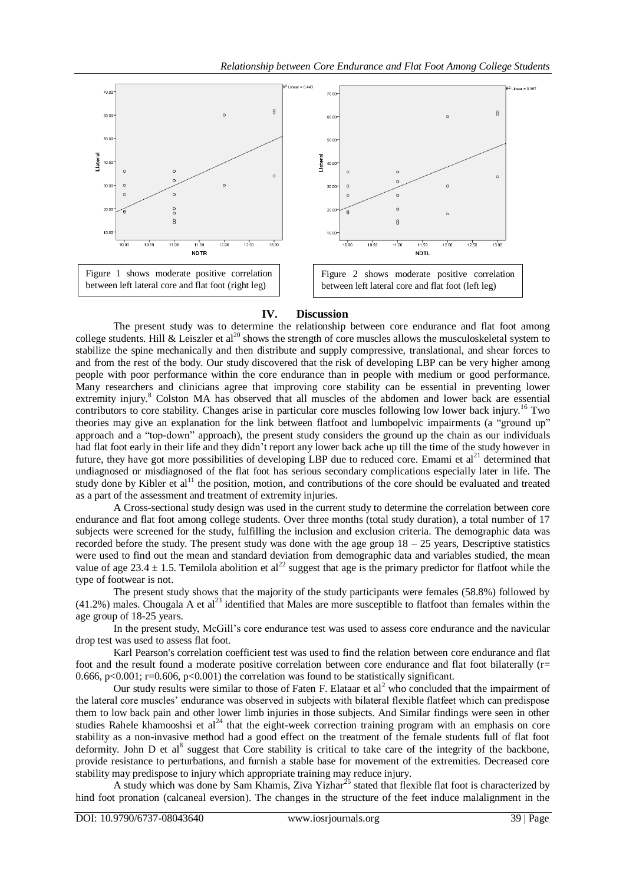R² Linear = 0.443

70.00
60.00
50.00
40.00
30.00
20.00
10.00

Llateral

10.00 10.50 11.00 11.50 12.00 12.50 13.00

NDTR

Figure 1 shows moderate positive correlation between left lateral core and flat foot (right leg)

R² Linear = 0.367

70.00
60.00
50.00
40.00
30.00
20.00
10.00

Llateral

10.00 10.50 11.00 11.50 12.00 12.50 13.00

NDTL

Figure 2 shows moderate positive correlation between left lateral core and flat foot (left leg)

## IV. Discussion

The present study was to determine the relationship between core endurance and flat foot among college students. Hill & Leiszler et al[20] shows the strength of core muscles allows the musculoskeletal system to stabilize the spine mechanically and then distribute and supply compressive, translational, and shear forces to and from the rest of the body. Our study discovered that the risk of developing LBP can be very higher among people with poor performance within the core endurance than in people with medium or good performance. Many researchers and clinicians agree that improving core stability can be essential in preventing lower extremity injury.[8] Colston MA has observed that all muscles of the abdomen and lower back are essential contributors to core stability. Changes arise in particular core muscles following low lower back injury.[16] Two theories may give an explanation for the link between flatfoot and lumbopelvic impairments (a "ground up" approach and a "top-down" approach), the present study considers the ground up the chain as our individuals had flat foot early in their life and they didn't report any lower back ache up till the time of the study however in future, they have got more possibilities of developing LBP due to reduced core. Emami et al[21] determined that undiagnosed or misdiagnosed of the flat foot has serious secondary complications especially later in life. The study done by Kibler et al[11] the position, motion, and contributions of the core should be evaluated and treated as a part of the assessment and treatment of extremity injuries.

A Cross-sectional study design was used in the current study to determine the correlation between core endurance and flat foot among college students. Over three months (total study duration), a total number of 17 subjects were screened for the study, fulfilling the inclusion and exclusion criteria. The demographic data was recorded before the study. The present study was done with the age group 18 – 25 years, Descriptive statistics were used to find out the mean and standard deviation from demographic data and variables studied, the mean value of age $23.4 \pm 1.5$. Temilola abolition et al[22] suggest that age is the primary predictor for flatfoot while the type of footwear is not.

The present study shows that the majority of the study participants were females (58.8%) followed by (41.2%) males. Chougala A et al[23] identified that Males are more susceptible to flatfoot than females within the age group of 18-25 years.

In the present study, McGill's core endurance test was used to assess core endurance and the navicular drop test was used to assess flat foot.

Karl Pearson's correlation coefficient test was used to find the relation between core endurance and flat foot and the result found a moderate positive correlation between core endurance and flat foot bilaterally ($r = 0.666$, $p<0.001$; $r=0.606$, $p<0.001$) the correlation was found to be statistically significant.

Our study results were similar to those of Faten F. Elataar et al[2] who concluded that the impairment of the lateral core muscles' endurance was observed in subjects with bilateral flexible flatfeet which can predispose them to low back pain and other lower limb injuries in those subjects. And Similar findings were seen in other studies Rahele khamooshsi et al[24] that the eight-week correction training program with an emphasis on core stability as a non-invasive method had a good effect on the treatment of the female students full of flat foot deformity. John D et al[8] suggest that Core stability is critical to take care of the integrity of the backbone, provide resistance to perturbations, and furnish a stable base for movement of the extremities. Decreased core stability may predispose to injury which appropriate training may reduce injury.

A study which was done by Sam Khamis, Ziva Yizhar[25] stated that flexible flat foot is characterized by hind foot pronation (calcaneal eversion). The changes in the structure of the feet induce malalignment in the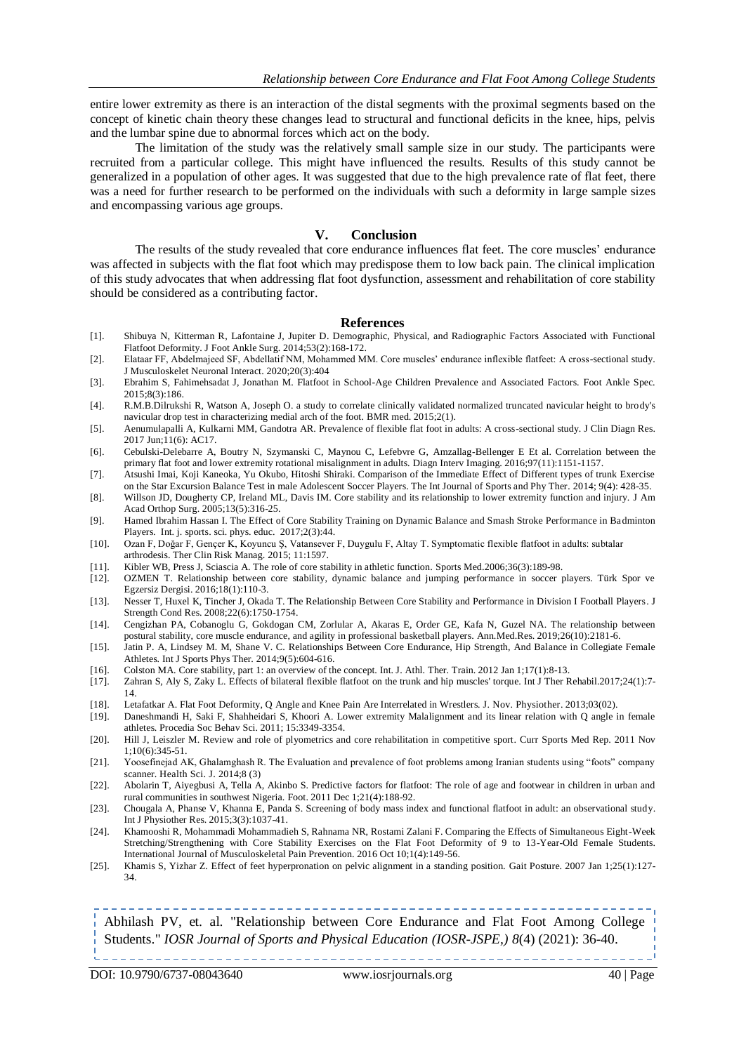entire lower extremity as there is an interaction of the distal segments with the proximal segments based on the concept of kinetic chain theory these changes lead to structural and functional deficits in the knee, hips, pelvis and the lumbar spine due to abnormal forces which act on the body.

The limitation of the study was the relatively small sample size in our study. The participants were recruited from a particular college. This might have influenced the results. Results of this study cannot be generalized in a population of other ages. It was suggested that due to the high prevalence rate of flat feet, there was a need for further research to be performed on the individuals with such a deformity in large sample sizes and encompassing various age groups.

## V. Conclusion

The results of the study revealed that core endurance influences flat feet. The core muscles' endurance was affected in subjects with the flat foot which may predispose them to low back pain. The clinical implication of this study advocates that when addressing flat foot dysfunction, assessment and rehabilitation of core stability should be considered as a contributing factor.

## References

[1]. Shibuya N, Kitterman R, Lafontaine J, Jupiter D. Demographic, Physical, and Radiographic Factors Associated with Functional Flatfoot Deformity. J Foot Ankle Surg. 2014;53(2):168-172.

[2]. Elataar FF, Abdelmajeed SF, Abdellatif NM, Mohammed MM. Core muscles' endurance inflexible flatfeet: A cross-sectional study. J Musculoskelet Neuronal Interact. 2020;20(3):404

[3]. Ebrahim S, Fahimehsadat J, Jonathan M. Flatfoot in School-Age Children Prevalence and Associated Factors. Foot Ankle Spec. 2015;8(3):186.

[4]. R.M.B.Dilrukshi R, Watson A, Joseph O. a study to correlate clinically validated normalized truncated navicular height to brody's navicular drop test in characterizing medial arch of the foot. BMR med. 2015;2(1).

[5]. Aenumulapalli A, Kulkarni MM, Gandotra AR. Prevalence of flexible flat foot in adults: A cross-sectional study. J Clin Diagn Res. 2017 Jun;11(6): AC17.

[6]. Cebulski-Delebarre A, Boutry N, Szymanski C, Maynou C, Lefebvre G, Amzallag-Bellenger E Et al. Correlation between the primary flat foot and lower extremity rotational misalignment in adults. Diagn Interv Imaging. 2016;97(11):1151-1157.

[7]. Atsushi Imai, Koji Kaneoka, Yu Okubo, Hitoshi Shiraki. Comparison of the Immediate Effect of Different types of trunk Exercise on the Star Excursion Balance Test in male Adolescent Soccer Players. The Int Journal of Sports and Phy Ther. 2014; 9(4): 428-35.

[8]. Willson JD, Dougherty CP, Ireland ML, Davis IM. Core stability and its relationship to lower extremity function and injury. J Am Acad Orthop Surg. 2005;13(5):316-25.

[9]. Hamed Ibrahim Hassan I. The Effect of Core Stability Training on Dynamic Balance and Smash Stroke Performance in Badminton Players. Int. j. sports. sci. phys. educ. 2017;2(3):44.

[10]. Ozan F, Doğar F, Gençer K, Koyuncu Ş, Vatansever F, Duygulu F, Altay T. Symptomatic flexible flatfoot in adults: subtalar arthrodesis. Ther Clin Risk Manag. 2015; 11:1597.

[11]. Kibler WB, Press J, Sciascia A. The role of core stability in athletic function. Sports Med.2006;36(3):189-98.

[12]. OZMEN T. Relationship between core stability, dynamic balance and jumping performance in soccer players. Türk Spor ve Egzersiz Dergisi. 2016;18(1):110-3.

[13]. Nesser T, Huxel K, Tincher J, Okada T. The Relationship Between Core Stability and Performance in Division I Football Players. J Strength Cond Res. 2008;22(6):1750-1754.

[14]. Cengizhan PA, Cobanoglu G, Gokdogan CM, Zorlular A, Akaras E, Order GE, Kafa N, Guzel NA. The relationship between postural stability, core muscle endurance, and agility in professional basketball players. Ann.Med.Res. 2019;26(10):2181-6.

[15]. Jatin P. A, Lindsey M. M, Shane V. C. Relationships Between Core Endurance, Hip Strength, And Balance in Collegiate Female Athletes. Int J Sports Phys Ther. 2014;9(5):604-616.

[16]. Colston MA. Core stability, part 1: an overview of the concept. Int. J. Athl. Ther. Train. 2012 Jan 1;17(1):8-13.

[17]. Zahran S, Aly S, Zaky L. Effects of bilateral flexible flatfoot on the trunk and hip muscles' torque. Int J Ther Rehabil.2017;24(1):7-14.

[18]. Letafatkar A. Flat Foot Deformity, Q Angle and Knee Pain Are Interrelated in Wrestlers. J. Nov. Physiother. 2013;03(02).

[19]. Daneshmandi H, Saki F, Shahheidari S, Khoori A. Lower extremity Malalignment and its linear relation with Q angle in female athletes. Procedia Soc Behav Sci. 2011; 15:3349-3354.

[20]. Hill J, Leiszler M. Review and role of plyometrics and core rehabilitation in competitive sport. Curr Sports Med Rep. 2011 Nov 1;10(6):345-51.

[21]. Yoosefinejad AK, Ghalamghash R. The Evaluation and prevalence of foot problems among Iranian students using "foots" company scanner. Health Sci. J. 2014;8 (3)

[22]. Abolarin T, Aiyegbusi A, Tella A, Akinbo S. Predictive factors for flatfoot: The role of age and footwear in children in urban and rural communities in southwest Nigeria. Foot. 2011 Dec 1;21(4):188-92.

[23]. Chougala A, Phanse V, Khanna E, Panda S. Screening of body mass index and functional flatfoot in adult: an observational study. Int J Physiother Res. 2015;3(3):1037-41.

[24]. Khamooshi R, Mohammadi Mohammadieh S, Rahnama NR, Rostami Zalani F. Comparing the Effects of Simultaneous Eight-Week Stretching/Strengthening with Core Stability Exercises on the Flat Foot Deformity of 9 to 13-Year-Old Female Students. International Journal of Musculoskeletal Pain Prevention. 2016 Oct 10;1(4):149-56.

[25]. Khamis S, Yizhar Z. Effect of feet hyperpronation on pelvic alignment in a standing position. Gait Posture. 2007 Jan 1;25(1):127-34.

Abhilash PV, et. al. "Relationship between Core Endurance and Flat Foot Among College Students." *IOSR Journal of Sports and Physical Education (IOSR-JSPE,) 8*(4) (2021): 36-40.